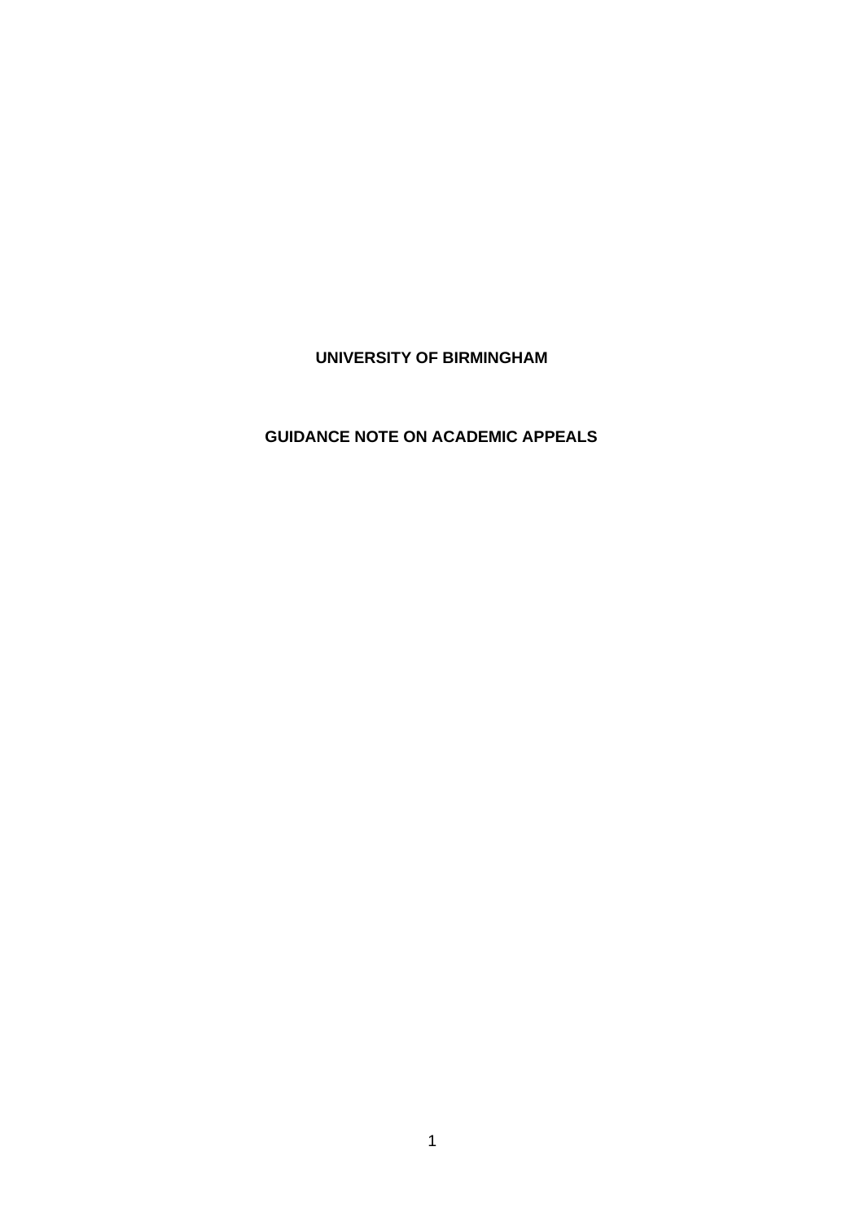# UNIVERSITY OF BIRMINGHAM

## GUIDANCE NOTE ON ACADEMIC APPEALS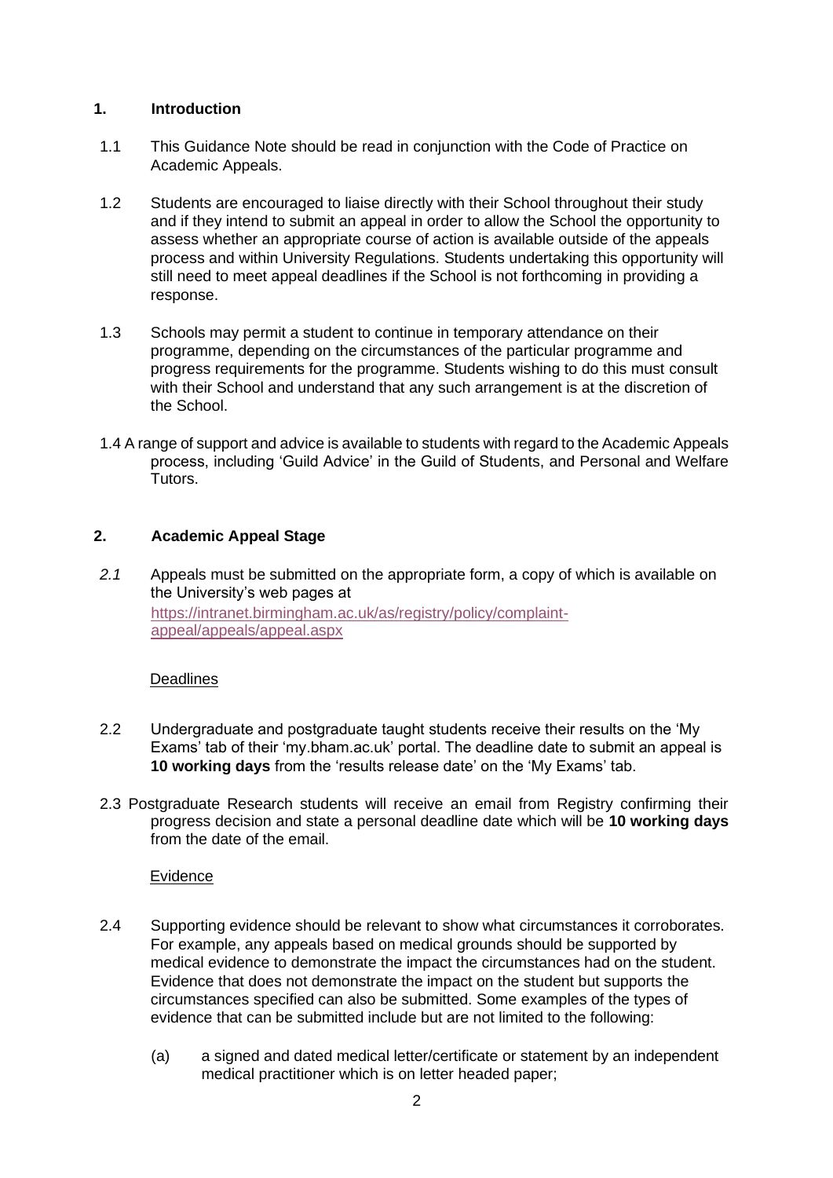## 1. Introduction

1.1 This Guidance Note should be read in conjunction with the Code of Practice on Academic Appeals.

1.2 Students are encouraged to liaise directly with their School throughout their study and if they intend to submit an appeal in order to allow the School the opportunity to assess whether an appropriate course of action is available outside of the appeals process and within University Regulations. Students undertaking this opportunity will still need to meet appeal deadlines if the School is not forthcoming in providing a response.

1.3 Schools may permit a student to continue in temporary attendance on their programme, depending on the circumstances of the particular programme and progress requirements for the programme. Students wishing to do this must consult with their School and understand that any such arrangement is at the discretion of the School.

1.4 A range of support and advice is available to students with regard to the Academic Appeals process, including 'Guild Advice' in the Guild of Students, and Personal and Welfare Tutors.

## 2. Academic Appeal Stage

*2.1* Appeals must be submitted on the appropriate form, a copy of which is available on the University's web pages at https://intranet.birmingham.ac.uk/as/registry/policy/complaint-appeal/appeals/appeal.aspx

Deadlines

2.2 Undergraduate and postgraduate taught students receive their results on the 'My Exams' tab of their 'my.bham.ac.uk' portal. The deadline date to submit an appeal is **10 working days** from the 'results release date' on the 'My Exams' tab.

2.3 Postgraduate Research students will receive an email from Registry confirming their progress decision and state a personal deadline date which will be **10 working days** from the date of the email.

Evidence

2.4 Supporting evidence should be relevant to show what circumstances it corroborates. For example, any appeals based on medical grounds should be supported by medical evidence to demonstrate the impact the circumstances had on the student. Evidence that does not demonstrate the impact on the student but supports the circumstances specified can also be submitted. Some examples of the types of evidence that can be submitted include but are not limited to the following:

(a) a signed and dated medical letter/certificate or statement by an independent medical practitioner which is on letter headed paper;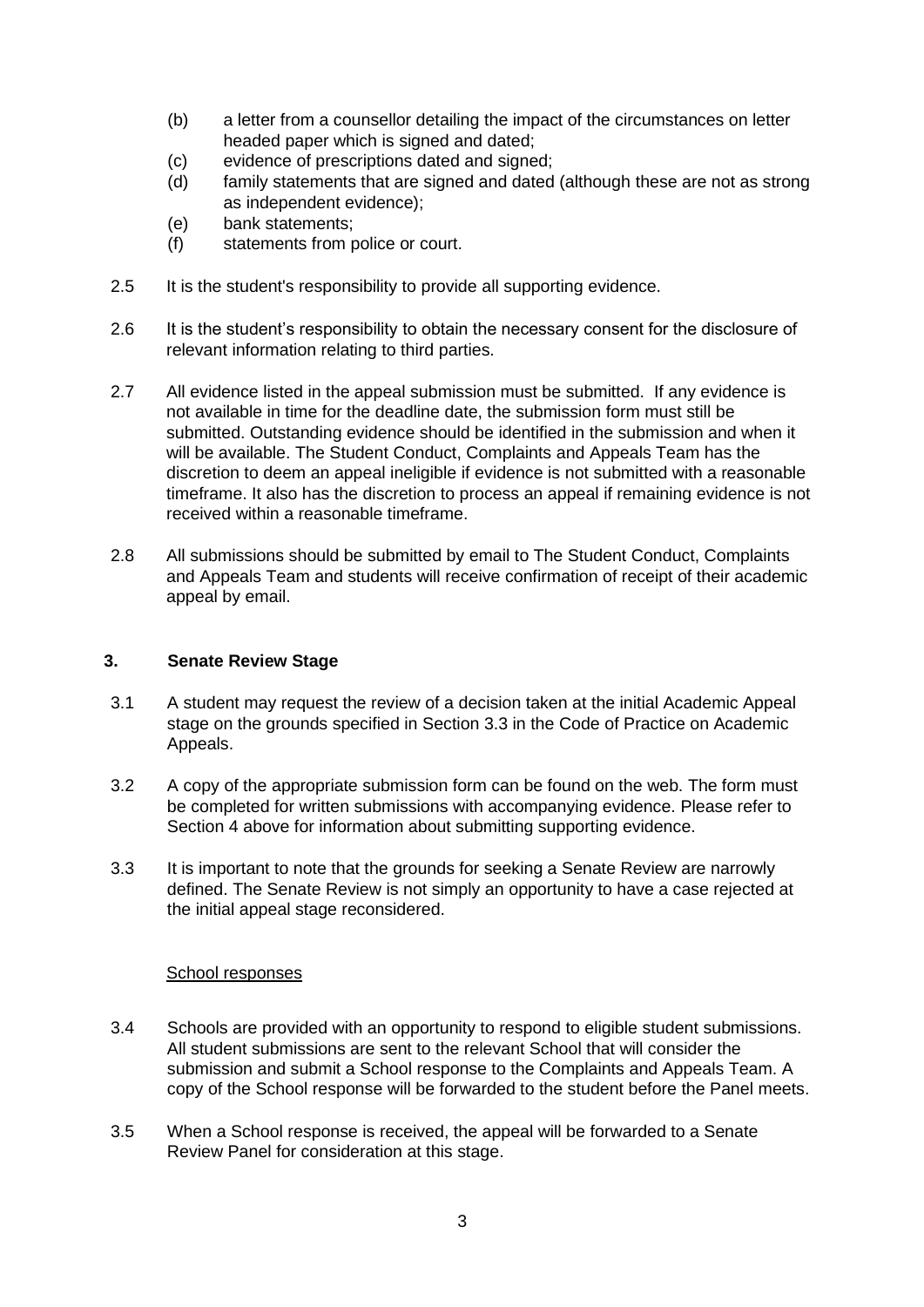(b) a letter from a counsellor detailing the impact of the circumstances on letter headed paper which is signed and dated;
(c) evidence of prescriptions dated and signed;
(d) family statements that are signed and dated (although these are not as strong as independent evidence);
(e) bank statements;
(f) statements from police or court.

2.5 It is the student's responsibility to provide all supporting evidence.

2.6 It is the student's responsibility to obtain the necessary consent for the disclosure of relevant information relating to third parties.

2.7 All evidence listed in the appeal submission must be submitted. If any evidence is not available in time for the deadline date, the submission form must still be submitted. Outstanding evidence should be identified in the submission and when it will be available. The Student Conduct, Complaints and Appeals Team has the discretion to deem an appeal ineligible if evidence is not submitted with a reasonable timeframe. It also has the discretion to process an appeal if remaining evidence is not received within a reasonable timeframe.

2.8 All submissions should be submitted by email to The Student Conduct, Complaints and Appeals Team and students will receive confirmation of receipt of their academic appeal by email.

## 3. Senate Review Stage

3.1 A student may request the review of a decision taken at the initial Academic Appeal stage on the grounds specified in Section 3.3 in the Code of Practice on Academic Appeals.

3.2 A copy of the appropriate submission form can be found on the web. The form must be completed for written submissions with accompanying evidence. Please refer to Section 4 above for information about submitting supporting evidence.

3.3 It is important to note that the grounds for seeking a Senate Review are narrowly defined. The Senate Review is not simply an opportunity to have a case rejected at the initial appeal stage reconsidered.

<u>School responses</u>

3.4 Schools are provided with an opportunity to respond to eligible student submissions. All student submissions are sent to the relevant School that will consider the submission and submit a School response to the Complaints and Appeals Team. A copy of the School response will be forwarded to the student before the Panel meets.

3.5 When a School response is received, the appeal will be forwarded to a Senate Review Panel for consideration at this stage.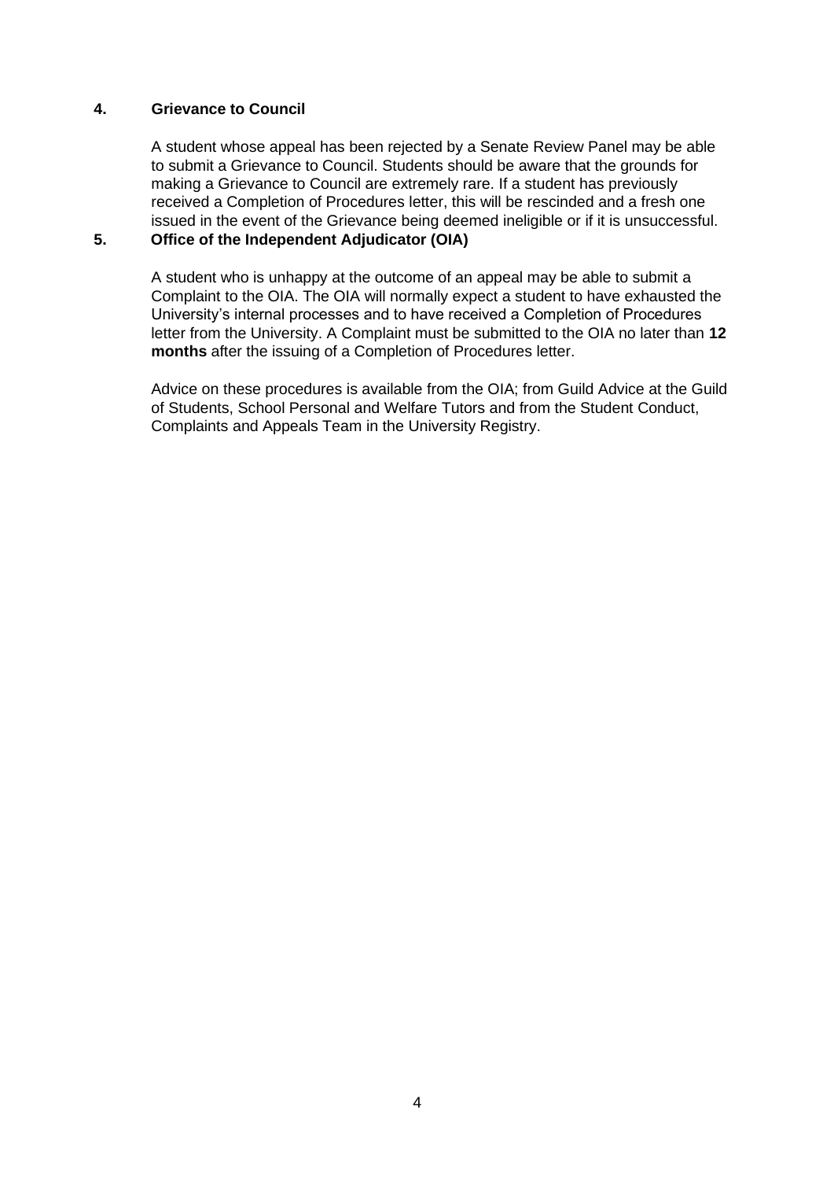## 4. Grievance to Council

A student whose appeal has been rejected by a Senate Review Panel may be able to submit a Grievance to Council. Students should be aware that the grounds for making a Grievance to Council are extremely rare. If a student has previously received a Completion of Procedures letter, this will be rescinded and a fresh one issued in the event of the Grievance being deemed ineligible or if it is unsuccessful.

## 5. Office of the Independent Adjudicator (OIA)

A student who is unhappy at the outcome of an appeal may be able to submit a Complaint to the OIA. The OIA will normally expect a student to have exhausted the University's internal processes and to have received a Completion of Procedures letter from the University. A Complaint must be submitted to the OIA no later than **12 months** after the issuing of a Completion of Procedures letter.

Advice on these procedures is available from the OIA; from Guild Advice at the Guild of Students, School Personal and Welfare Tutors and from the Student Conduct, Complaints and Appeals Team in the University Registry.